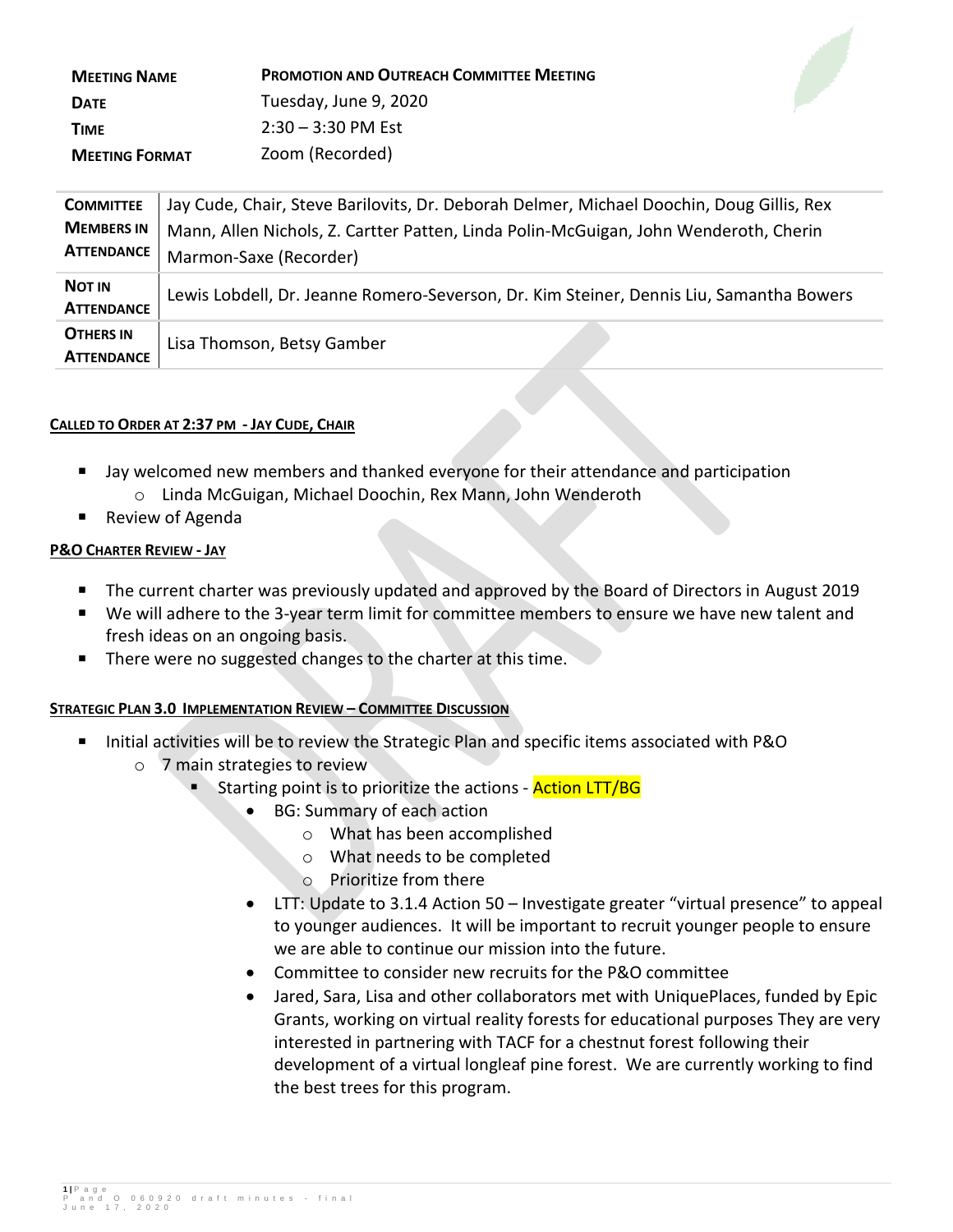| | |
|---|---|
| **MEETING NAME** | **PROMOTION AND OUTREACH COMMITTEE MEETING** |
| **DATE** | Tuesday, June 9, 2020 |
| **TIME** | 2:30 – 3:30 PM Est |
| **MEETING FORMAT** | Zoom (Recorded) |

| | |
|---|---|
| **COMMITTEE MEMBERS IN ATTENDANCE** | Jay Cude, Chair, Steve Barilovits, Dr. Deborah Delmer, Michael Doochin, Doug Gillis, Rex Mann, Allen Nichols, Z. Cartter Patten, Linda Polin-McGuigan, John Wenderoth, Cherin Marmon-Saxe (Recorder) |
| **NOT IN ATTENDANCE** | Lewis Lobdell, Dr. Jeanne Romero-Severson, Dr. Kim Steiner, Dennis Liu, Samantha Bowers |
| **OTHERS IN ATTENDANCE** | Lisa Thomson, Betsy Gamber |

**CALLED TO ORDER AT 2:37 PM - JAY CUDE, CHAIR**

- Jay welcomed new members and thanked everyone for their attendance and participation
  - Linda McGuigan, Michael Doochin, Rex Mann, John Wenderoth
- Review of Agenda

**P&O CHARTER REVIEW - JAY**

- The current charter was previously updated and approved by the Board of Directors in August 2019
- We will adhere to the 3-year term limit for committee members to ensure we have new talent and fresh ideas on an ongoing basis.
- There were no suggested changes to the charter at this time.

**STRATEGIC PLAN 3.0 IMPLEMENTATION REVIEW – COMMITTEE DISCUSSION**

- Initial activities will be to review the Strategic Plan and specific items associated with P&O
  - 7 main strategies to review
    - Starting point is to prioritize the actions - Action LTT/BG
      - BG: Summary of each action
        - What has been accomplished
        - What needs to be completed
        - Prioritize from there
      - LTT: Update to 3.1.4 Action 50 – Investigate greater "virtual presence" to appeal to younger audiences. It will be important to recruit younger people to ensure we are able to continue our mission into the future.
      - Committee to consider new recruits for the P&O committee
      - Jared, Sara, Lisa and other collaborators met with UniquePlaces, funded by Epic Grants, working on virtual reality forests for educational purposes They are very interested in partnering with TACF for a chestnut forest following their development of a virtual longleaf pine forest. We are currently working to find the best trees for this program.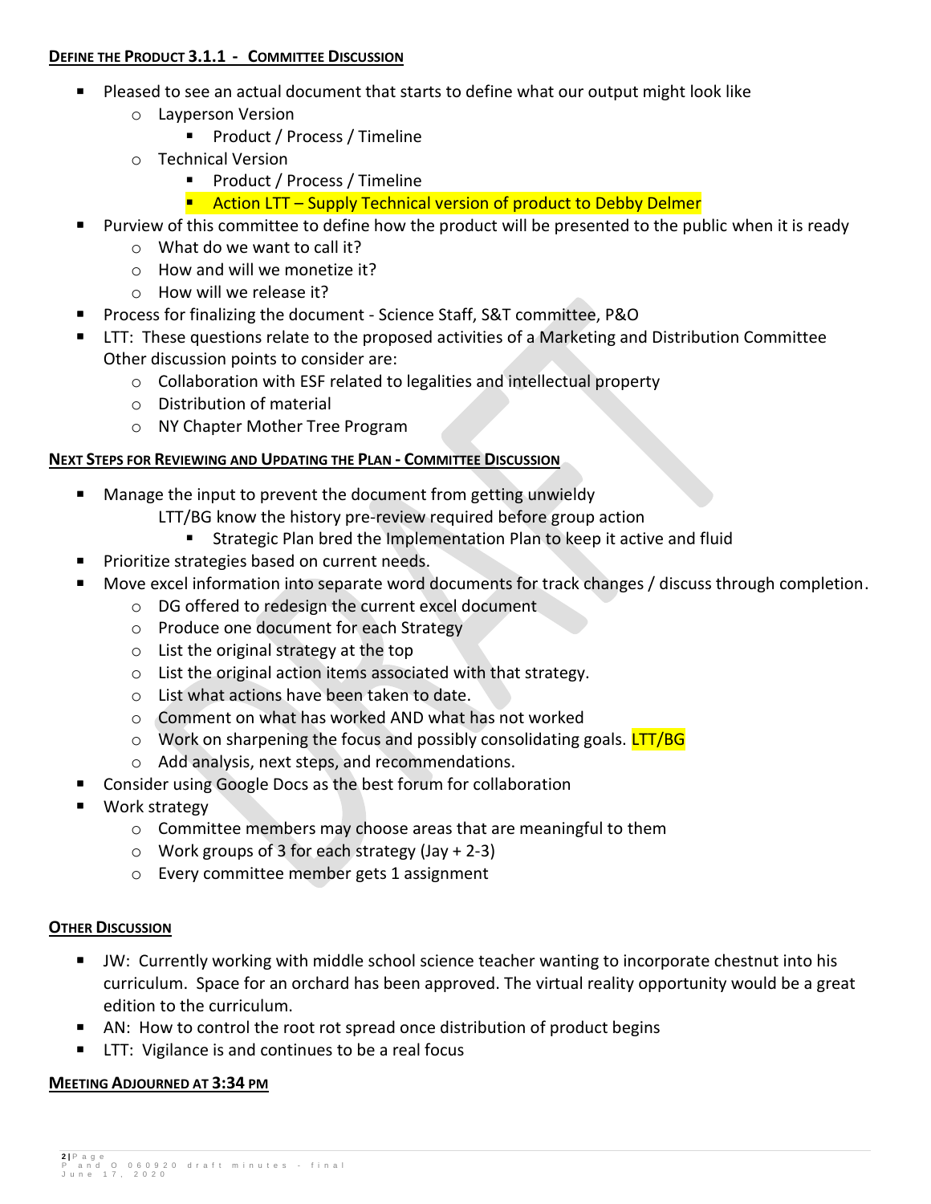**DEFINE THE PRODUCT 3.1.1 - COMMITTEE DISCUSSION**

- Pleased to see an actual document that starts to define what our output might look like
    - Layperson Version
        - Product / Process / Timeline
    - Technical Version
        - Product / Process / Timeline
        - Action LTT – Supply Technical version of product to Debby Delmer
- Purview of this committee to define how the product will be presented to the public when it is ready
    - What do we want to call it?
    - How and will we monetize it?
    - How will we release it?
- Process for finalizing the document - Science Staff, S&T committee, P&O
- LTT: These questions relate to the proposed activities of a Marketing and Distribution Committee Other discussion points to consider are:
    - Collaboration with ESF related to legalities and intellectual property
    - Distribution of material
    - NY Chapter Mother Tree Program

**NEXT STEPS FOR REVIEWING AND UPDATING THE PLAN - COMMITTEE DISCUSSION**

- Manage the input to prevent the document from getting unwieldy

    LTT/BG know the history pre-review required before group action

    - Strategic Plan bred the Implementation Plan to keep it active and fluid
- Prioritize strategies based on current needs.
- Move excel information into separate word documents for track changes / discuss through completion.
    - DG offered to redesign the current excel document
    - Produce one document for each Strategy
    - List the original strategy at the top
    - List the original action items associated with that strategy.
    - List what actions have been taken to date.
    - Comment on what has worked AND what has not worked
    - Work on sharpening the focus and possibly consolidating goals. LTT/BG
    - Add analysis, next steps, and recommendations.
- Consider using Google Docs as the best forum for collaboration
- Work strategy
    - Committee members may choose areas that are meaningful to them
    - Work groups of 3 for each strategy (Jay + 2-3)
    - Every committee member gets 1 assignment

**OTHER DISCUSSION**

- JW: Currently working with middle school science teacher wanting to incorporate chestnut into his curriculum. Space for an orchard has been approved. The virtual reality opportunity would be a great edition to the curriculum.
- AN: How to control the root rot spread once distribution of product begins
- LTT: Vigilance is and continues to be a real focus

**MEETING ADJOURNED AT 3:34 PM**